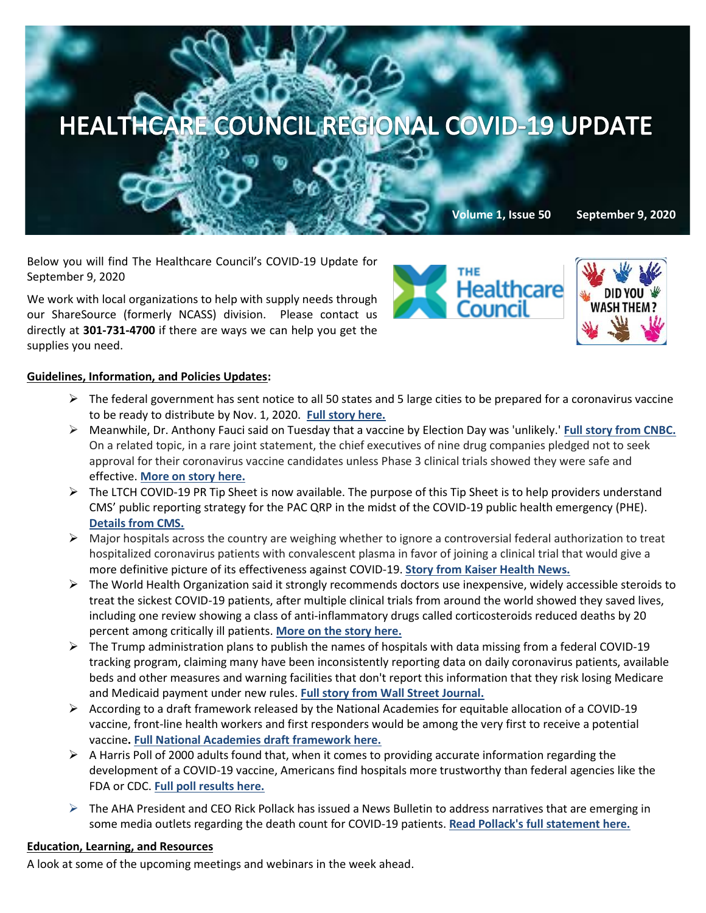# HEALTHCARE COUNCIL REGIONAL COVID-19 UPDATE

**Volume 1, Issue 50** **September 9, 2020**

Below you will find The Healthcare Council's COVID-19 Update for September 9, 2020

We work with local organizations to help with supply needs through our ShareSource (formerly NCASS) division. Please contact us directly at **301-731-4700** if there are ways we can help you get the supplies you need.

**Guidelines, Information, and Policies Updates:**

- The federal government has sent notice to all 50 states and 5 large cities to be prepared for a coronavirus vaccine to be ready to distribute by Nov. 1, 2020. **Full story here.**
- Meanwhile, Dr. Anthony Fauci said on Tuesday that a vaccine by Election Day was 'unlikely.' **Full story from CNBC.** On a related topic, in a rare joint statement, the chief executives of nine drug companies pledged not to seek approval for their coronavirus vaccine candidates unless Phase 3 clinical trials showed they were safe and effective. **More on story here.**
- The LTCH COVID-19 PR Tip Sheet is now available. The purpose of this Tip Sheet is to help providers understand CMS' public reporting strategy for the PAC QRP in the midst of the COVID-19 public health emergency (PHE). **Details from CMS.**
- Major hospitals across the country are weighing whether to ignore a controversial federal authorization to treat hospitalized coronavirus patients with convalescent plasma in favor of joining a clinical trial that would give a more definitive picture of its effectiveness against COVID-19. **Story from Kaiser Health News.**
- The World Health Organization said it strongly recommends doctors use inexpensive, widely accessible steroids to treat the sickest COVID-19 patients, after multiple clinical trials from around the world showed they saved lives, including one review showing a class of anti-inflammatory drugs called corticosteroids reduced deaths by 20 percent among critically ill patients. **More on the story here.**
- The Trump administration plans to publish the names of hospitals with data missing from a federal COVID-19 tracking program, claiming many have been inconsistently reporting data on daily coronavirus patients, available beds and other measures and warning facilities that don't report this information that they risk losing Medicare and Medicaid payment under new rules. **Full story from Wall Street Journal.**
- According to a draft framework released by the National Academies for equitable allocation of a COVID-19 vaccine, front-line health workers and first responders would be among the very first to receive a potential vaccine**.** **Full National Academies draft framework here.**
- A Harris Poll of 2000 adults found that, when it comes to providing accurate information regarding the development of a COVID-19 vaccine, Americans find hospitals more trustworthy than federal agencies like the FDA or CDC. **Full poll results here.**
- The AHA President and CEO Rick Pollack has issued a News Bulletin to address narratives that are emerging in some media outlets regarding the death count for COVID-19 patients. **Read Pollack's full statement here.**

**Education, Learning, and Resources**

A look at some of the upcoming meetings and webinars in the week ahead.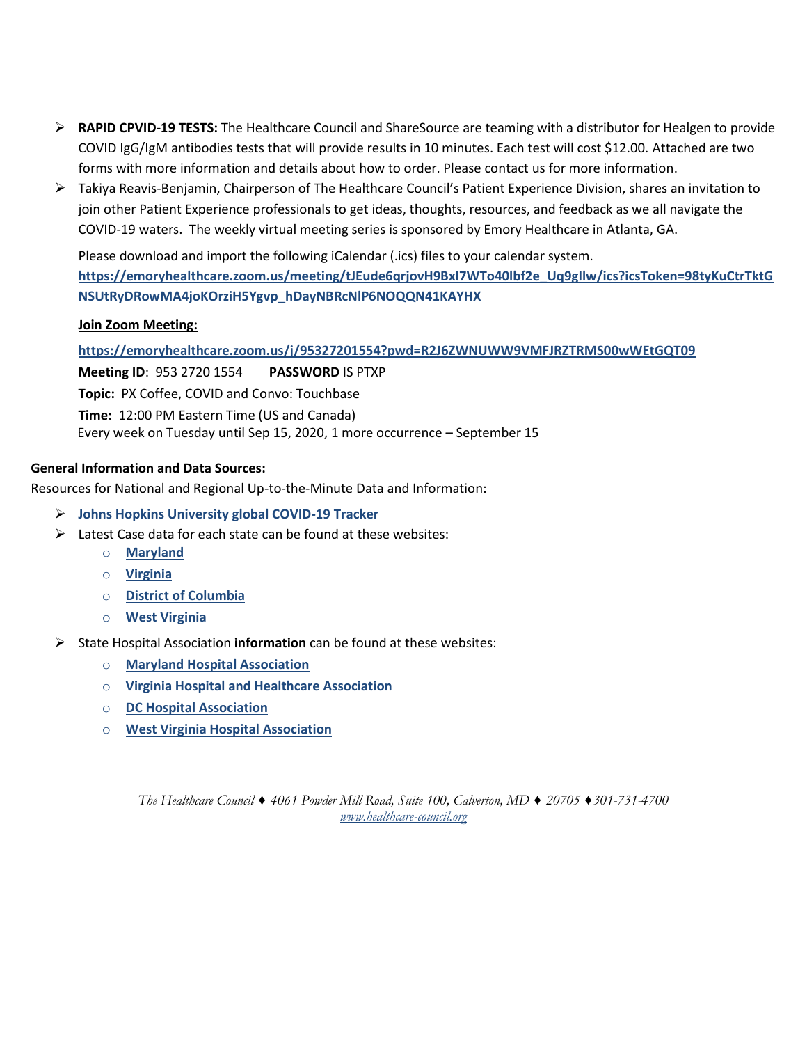- **RAPID CPVID-19 TESTS:** The Healthcare Council and ShareSource are teaming with a distributor for Healgen to provide COVID IgG/IgM antibodies tests that will provide results in 10 minutes. Each test will cost $12.00. Attached are two forms with more information and details about how to order. Please contact us for more information.
- Takiya Reavis-Benjamin, Chairperson of The Healthcare Council's Patient Experience Division, shares an invitation to join other Patient Experience professionals to get ideas, thoughts, resources, and feedback as we all navigate the COVID-19 waters. The weekly virtual meeting series is sponsored by Emory Healthcare in Atlanta, GA.

  Please download and import the following iCalendar (.ics) files to your calendar system.
  **https://emoryhealthcare.zoom.us/meeting/tJEude6qrjovH9BxI7WTo40lbf2e_Uq9gIlw/ics?icsToken=98tyKuCtrTktGNSUtRyDRowMA4joKOrziH5Ygvp_hDayNBRcNlP6NOQQN41KAYHX**

  **Join Zoom Meeting:**

  **https://emoryhealthcare.zoom.us/j/95327201554?pwd=R2J6ZWNUWW9VMFJRZTRMS00wWEtGQT09**

  **Meeting ID**: 953 2720 1554 **PASSWORD** IS PTXP

  **Topic:** PX Coffee, COVID and Convo: Touchbase

  **Time:** 12:00 PM Eastern Time (US and Canada)
  Every week on Tuesday until Sep 15, 2020, 1 more occurrence – September 15

**General Information and Data Sources:**

Resources for National and Regional Up-to-the-Minute Data and Information:

- **Johns Hopkins University global COVID-19 Tracker**
- Latest Case data for each state can be found at these websites:
  - **Maryland**
  - **Virginia**
  - **District of Columbia**
  - **West Virginia**
- State Hospital Association **information** can be found at these websites:
  - **Maryland Hospital Association**
  - **Virginia Hospital and Healthcare Association**
  - **DC Hospital Association**
  - **West Virginia Hospital Association**

*The Healthcare Council ♦ 4061 Powder Mill Road, Suite 100, Calverton, MD ♦ 20705 ♦301-731-4700*
*www.healthcare-council.org*